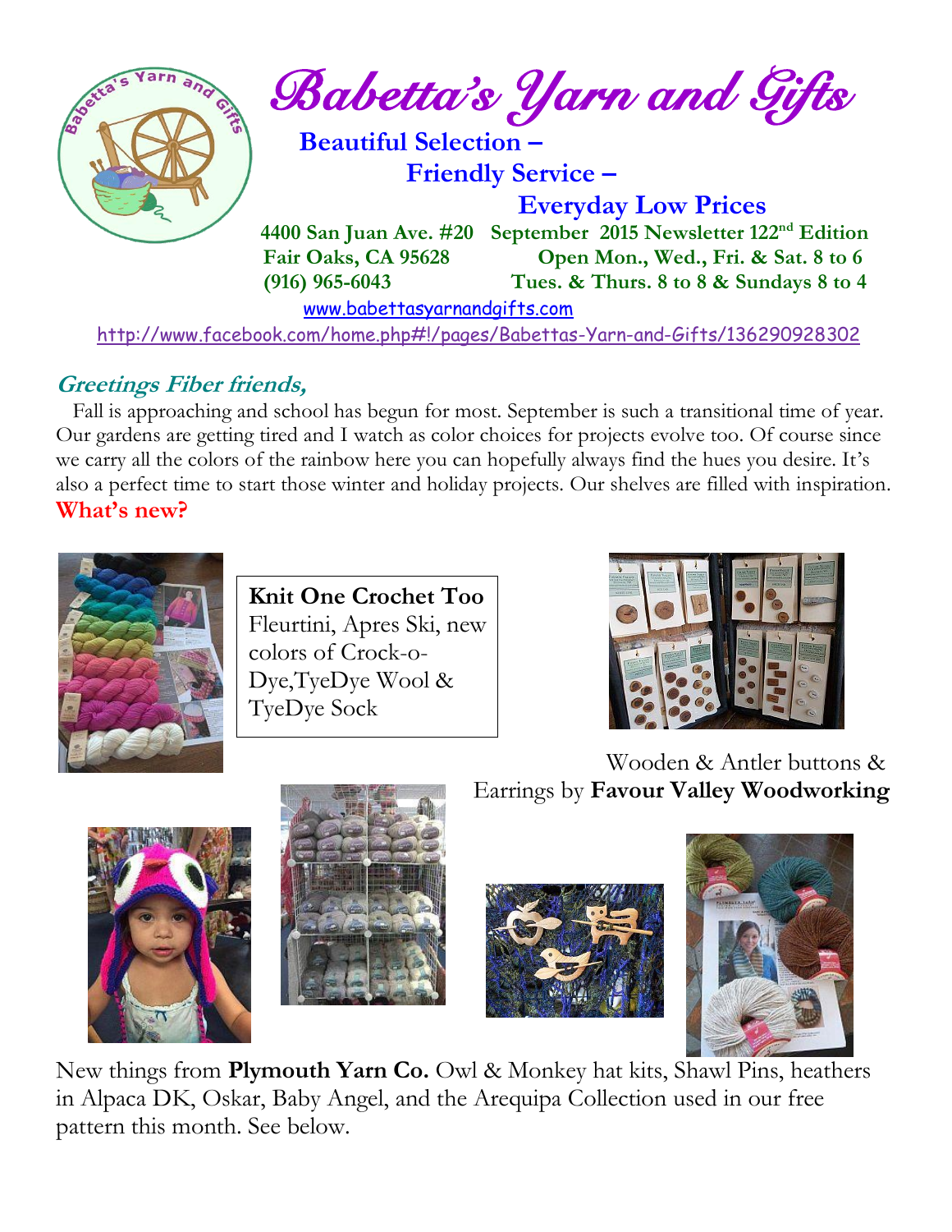# Babetta's Yarn and Gifts

**Beautiful Selection –**
**Friendly Service –**
**Everyday Low Prices**

**4400 San Juan Ave. #20** **September 2015 Newsletter 122nd Edition**
**Fair Oaks, CA 95628** **Open Mon., Wed., Fri. & Sat. 8 to 6**
**(916) 965-6043** **Tues. & Thurs. 8 to 8 & Sundays 8 to 4**

www.babettasyarnandgifts.com

http://www.facebook.com/home.php#!/pages/Babettas-Yarn-and-Gifts/136290928302

## *Greetings Fiber friends,*

Fall is approaching and school has begun for most. September is such a transitional time of year. Our gardens are getting tired and I watch as color choices for projects evolve too. Of course since we carry all the colors of the rainbow here you can hopefully always find the hues you desire. It's also a perfect time to start those winter and holiday projects. Our shelves are filled with inspiration.

**What's new?**

**Knit One Crochet Too**
Fleurtini, Apres Ski, new colors of Crock-o-Dye,TyeDye Wool & TyeDye Sock

Wooden & Antler buttons & Earrings by **Favour Valley Woodworking**

New things from **Plymouth Yarn Co.** Owl & Monkey hat kits, Shawl Pins, heathers in Alpaca DK, Oskar, Baby Angel, and the Arequipa Collection used in our free pattern this month. See below.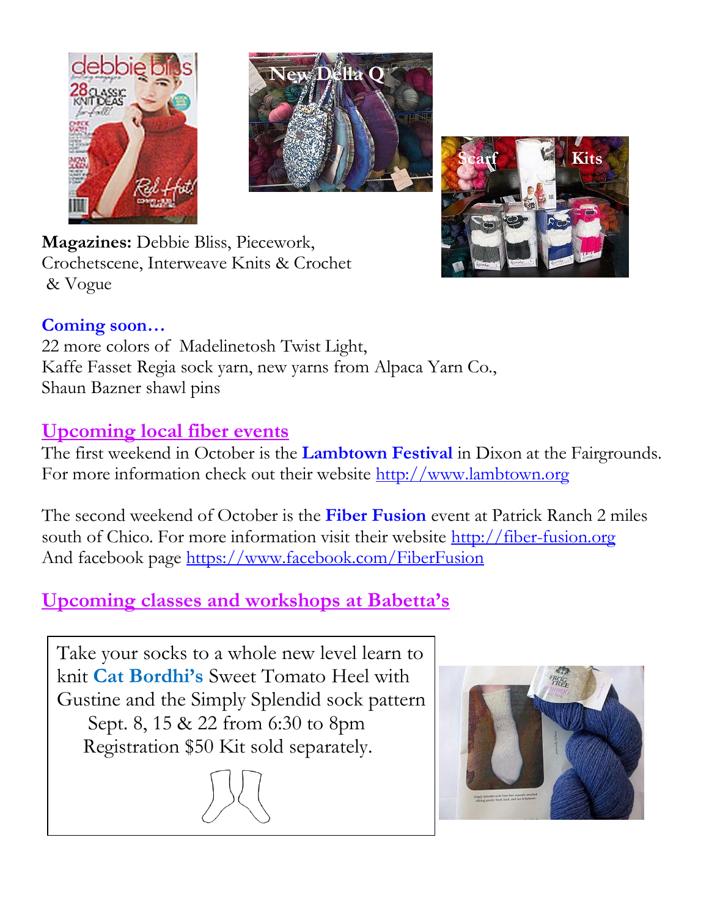**Magazines:** Debbie Bliss, Piecework, Crochetscene, Interweave Knits & Crochet & Vogue

**Coming soon…**

22 more colors of Madelinetosh Twist Light,
Kaffe Fasset Regia sock yarn, new yarns from Alpaca Yarn Co.,
Shaun Bazner shawl pins

## Upcoming local fiber events

The first weekend in October is the **Lambtown Festival** in Dixon at the Fairgrounds. For more information check out their website http://www.lambtown.org

The second weekend of October is the **Fiber Fusion** event at Patrick Ranch 2 miles south of Chico. For more information visit their website http://fiber-fusion.org
And facebook page https://www.facebook.com/FiberFusion

## Upcoming classes and workshops at Babetta's

Take your socks to a whole new level learn to knit **Cat Bordhi's** Sweet Tomato Heel with Gustine and the Simply Splendid sock pattern
Sept. 8, 15 & 22 from 6:30 to 8pm
Registration $50 Kit sold separately.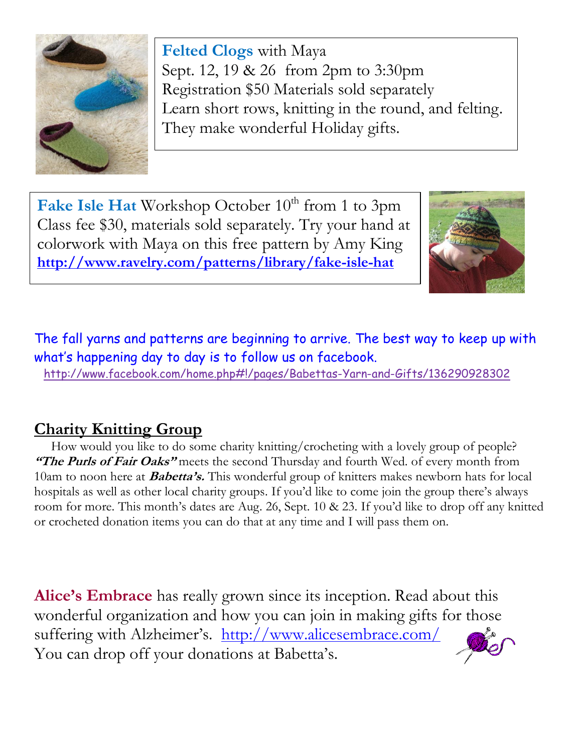**Felted Clogs** with Maya
Sept. 12, 19 & 26 from 2pm to 3:30pm
Registration $50 Materials sold separately
Learn short rows, knitting in the round, and felting.
They make wonderful Holiday gifts.

**Fake Isle Hat** Workshop October 10th from 1 to 3pm
Class fee $30, materials sold separately. Try your hand at colorwork with Maya on this free pattern by Amy King
**http://www.ravelry.com/patterns/library/fake-isle-hat**

The fall yarns and patterns are beginning to arrive. The best way to keep up with what's happening day to day is to follow us on facebook.
http://www.facebook.com/home.php#!/pages/Babettas-Yarn-and-Gifts/136290928302

## Charity Knitting Group

How would you like to do some charity knitting/crocheting with a lovely group of people? ***"The Purls of Fair Oaks"*** meets the second Thursday and fourth Wed. of every month from 10am to noon here at ***Babetta's.*** This wonderful group of knitters makes newborn hats for local hospitals as well as other local charity groups. If you'd like to come join the group there's always room for more. This month's dates are Aug. 26, Sept. 10 & 23. If you'd like to drop off any knitted or crocheted donation items you can do that at any time and I will pass them on.

**Alice's Embrace** has really grown since its inception. Read about this wonderful organization and how you can join in making gifts for those suffering with Alzheimer's. http://www.alicesembrace.com/
You can drop off your donations at Babetta's.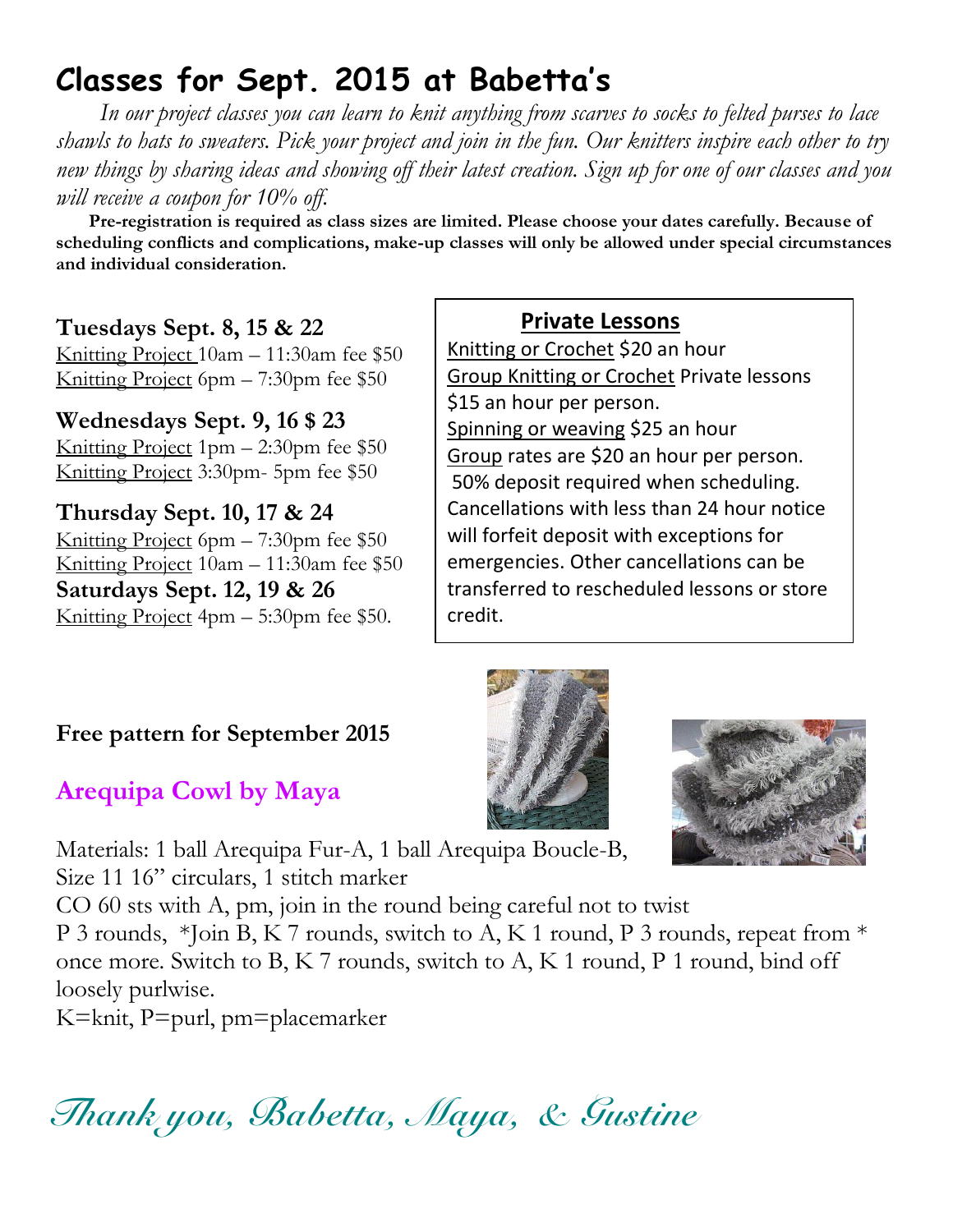# Classes for Sept. 2015 at Babetta's

*In our project classes you can learn to knit anything from scarves to socks to felted purses to lace shawls to hats to sweaters. Pick your project and join in the fun. Our knitters inspire each other to try new things by sharing ideas and showing off their latest creation. Sign up for one of our classes and you will receive a coupon for 10% off.*

**Pre-registration is required as class sizes are limited. Please choose your dates carefully. Because of scheduling conflicts and complications, make-up classes will only be allowed under special circumstances and individual consideration.**

**Tuesdays Sept. 8, 15 & 22**
Knitting Project 10am – 11:30am fee $50
Knitting Project 6pm – 7:30pm fee $50

**Wednesdays Sept. 9, 16 $ 23**
Knitting Project 1pm – 2:30pm fee $50
Knitting Project 3:30pm- 5pm fee $50

**Thursday Sept. 10, 17 & 24**
Knitting Project 6pm – 7:30pm fee $50
Knitting Project 10am – 11:30am fee $50

**Saturdays Sept. 12, 19 & 26**
Knitting Project 4pm – 5:30pm fee $50.

## Private Lessons

Knitting or Crochet $20 an hour
Group Knitting or Crochet Private lessons $15 an hour per person.
Spinning or weaving $25 an hour
Group rates are $20 an hour per person.
50% deposit required when scheduling. Cancellations with less than 24 hour notice will forfeit deposit with exceptions for emergencies. Other cancellations can be transferred to rescheduled lessons or store credit.

**Free pattern for September 2015**

## Arequipa Cowl by Maya

Materials: 1 ball Arequipa Fur-A, 1 ball Arequipa Boucle-B, Size 11 16" circulars, 1 stitch marker
CO 60 sts with A, pm, join in the round being careful not to twist
P 3 rounds, *Join B, K 7 rounds, switch to A, K 1 round, P 3 rounds, repeat from * once more. Switch to B, K 7 rounds, switch to A, K 1 round, P 1 round, bind off loosely purlwise.
K=knit, P=purl, pm=placemarker

*Thank you, Babetta, Maya, & Gustine*